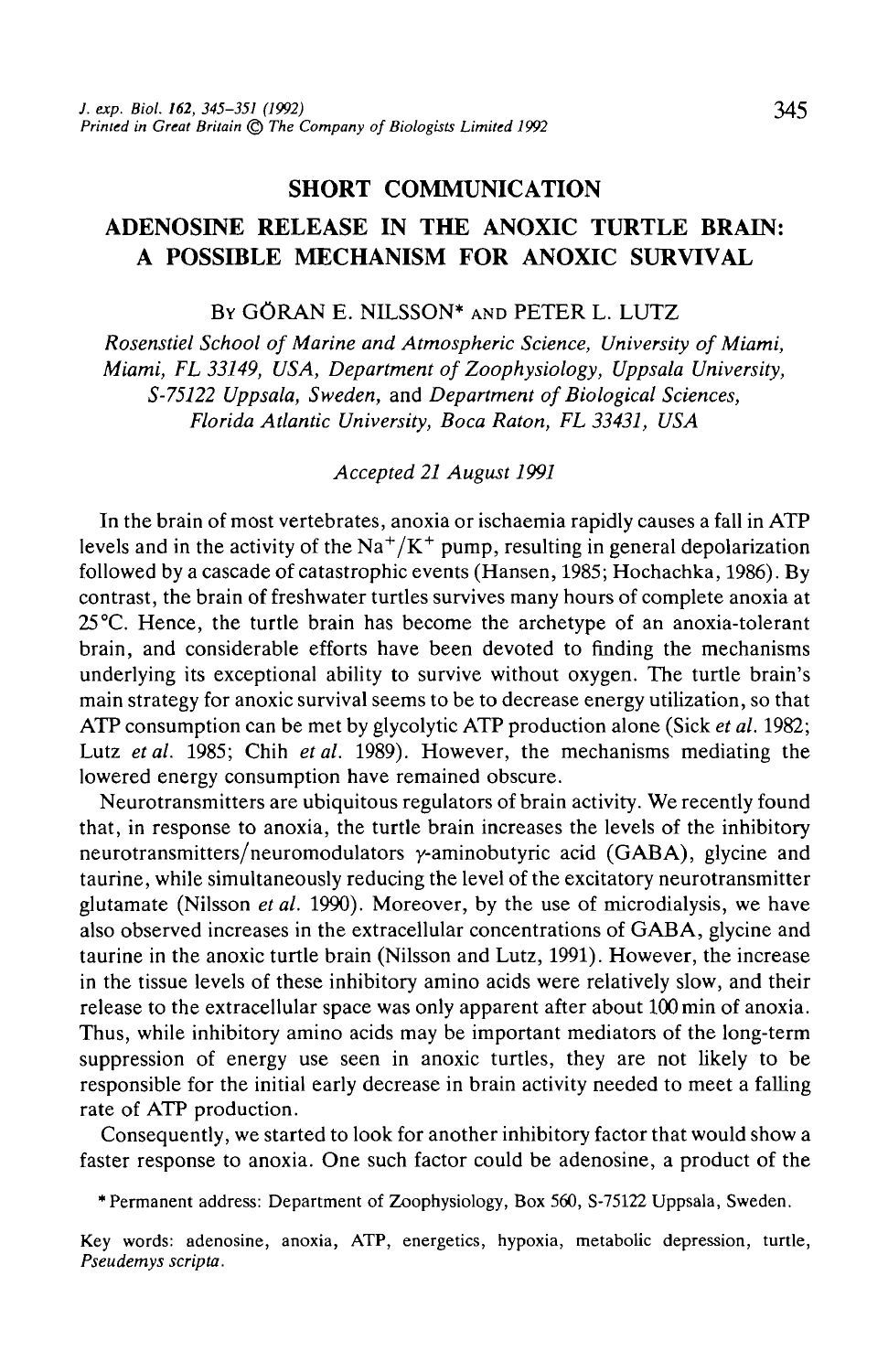SHORT COMMUNICATION

# ADENOSINE RELEASE IN THE ANOXIC TURTLE BRAIN: A POSSIBLE MECHANISM FOR ANOXIC SURVIVAL

By GÖRAN E. NILSSON* and PETER L. LUTZ

*Rosenstiel School of Marine and Atmospheric Science, University of Miami, Miami, FL 33149, USA, Department of Zoophysiology, Uppsala University, S-75122 Uppsala, Sweden,* and *Department of Biological Sciences, Florida Atlantic University, Boca Raton, FL 33431, USA*

*Accepted 21 August 1991*

In the brain of most vertebrates, anoxia or ischaemia rapidly causes a fall in ATP levels and in the activity of the $Na^+/K^+$ pump, resulting in general depolarization followed by a cascade of catastrophic events (Hansen, 1985; Hochachka, 1986). By contrast, the brain of freshwater turtles survives many hours of complete anoxia at 25°C. Hence, the turtle brain has become the archetype of an anoxia-tolerant brain, and considerable efforts have been devoted to finding the mechanisms underlying its exceptional ability to survive without oxygen. The turtle brain's main strategy for anoxic survival seems to be to decrease energy utilization, so that ATP consumption can be met by glycolytic ATP production alone (Sick *et al.* 1982; Lutz *et al.* 1985; Chih *et al.* 1989). However, the mechanisms mediating the lowered energy consumption have remained obscure.

Neurotransmitters are ubiquitous regulators of brain activity. We recently found that, in response to anoxia, the turtle brain increases the levels of the inhibitory neurotransmitters/neuromodulators $\gamma$-aminobutyric acid (GABA), glycine and taurine, while simultaneously reducing the level of the excitatory neurotransmitter glutamate (Nilsson *et al.* 1990). Moreover, by the use of microdialysis, we have also observed increases in the extracellular concentrations of GABA, glycine and taurine in the anoxic turtle brain (Nilsson and Lutz, 1991). However, the increase in the tissue levels of these inhibitory amino acids were relatively slow, and their release to the extracellular space was only apparent after about 100 min of anoxia. Thus, while inhibitory amino acids may be important mediators of the long-term suppression of energy use seen in anoxic turtles, they are not likely to be responsible for the initial early decrease in brain activity needed to meet a falling rate of ATP production.

Consequently, we started to look for another inhibitory factor that would show a faster response to anoxia. One such factor could be adenosine, a product of the

* Permanent address: Department of Zoophysiology, Box 560, S-75122 Uppsala, Sweden.

Key words: adenosine, anoxia, ATP, energetics, hypoxia, metabolic depression, turtle, *Pseudemys scripta*.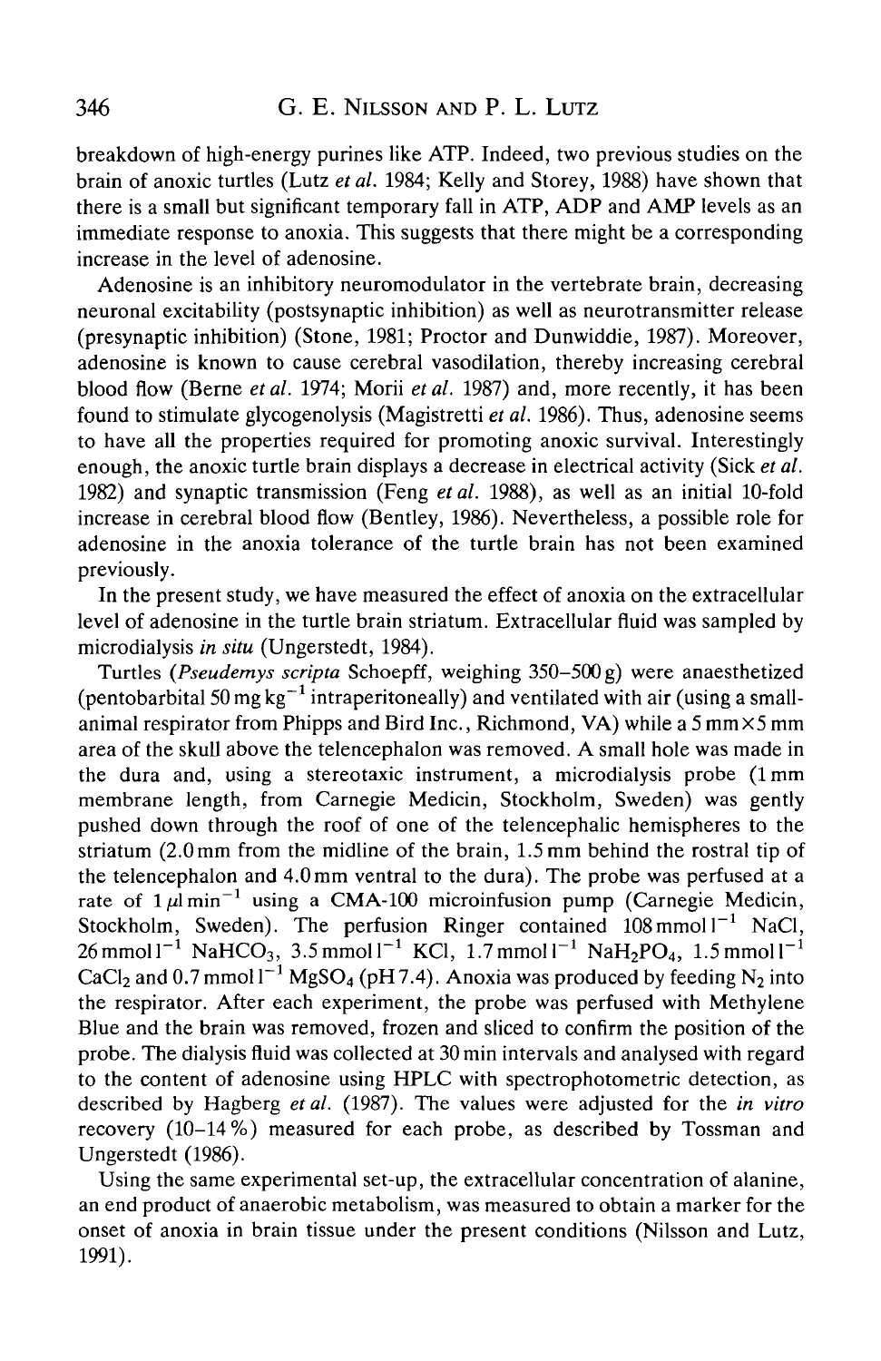breakdown of high-energy purines like ATP. Indeed, two previous studies on the brain of anoxic turtles (Lutz *et al.* 1984; Kelly and Storey, 1988) have shown that there is a small but significant temporary fall in ATP, ADP and AMP levels as an immediate response to anoxia. This suggests that there might be a corresponding increase in the level of adenosine.

Adenosine is an inhibitory neuromodulator in the vertebrate brain, decreasing neuronal excitability (postsynaptic inhibition) as well as neurotransmitter release (presynaptic inhibition) (Stone, 1981; Proctor and Dunwiddie, 1987). Moreover, adenosine is known to cause cerebral vasodilation, thereby increasing cerebral blood flow (Berne *et al.* 1974; Morii *et al.* 1987) and, more recently, it has been found to stimulate glycogenolysis (Magistretti *et al.* 1986). Thus, adenosine seems to have all the properties required for promoting anoxic survival. Interestingly enough, the anoxic turtle brain displays a decrease in electrical activity (Sick *et al.* 1982) and synaptic transmission (Feng *et al.* 1988), as well as an initial 10-fold increase in cerebral blood flow (Bentley, 1986). Nevertheless, a possible role for adenosine in the anoxia tolerance of the turtle brain has not been examined previously.

In the present study, we have measured the effect of anoxia on the extracellular level of adenosine in the turtle brain striatum. Extracellular fluid was sampled by microdialysis *in situ* (Ungerstedt, 1984).

Turtles (*Pseudemys scripta* Schoepff, weighing 350–500 g) were anaesthetized (pentobarbital 50 mg $kg^{-1}$ intraperitoneally) and ventilated with air (using a small-animal respirator from Phipps and Bird Inc., Richmond, VA) while a 5 mm×5 mm area of the skull above the telencephalon was removed. A small hole was made in the dura and, using a stereotaxic instrument, a microdialysis probe (1 mm membrane length, from Carnegie Medicin, Stockholm, Sweden) was gently pushed down through the roof of one of the telencephalic hemispheres to the striatum (2.0 mm from the midline of the brain, 1.5 mm behind the rostral tip of the telencephalon and 4.0 mm ventral to the dura). The probe was perfused at a rate of $1\,\mu l\,min^{-1}$ using a CMA-100 microinfusion pump (Carnegie Medicin, Stockholm, Sweden). The perfusion Ringer contained $108\,mmol\,l^{-1}$ NaCl, $26\,mmol\,l^{-1}$ $NaHCO_3$, $3.5\,mmol\,l^{-1}$ KCl, $1.7\,mmol\,l^{-1}$ $NaH_2PO_4$, $1.5\,mmol\,l^{-1}$ $CaCl_2$ and $0.7\,mmol\,l^{-1}$ $MgSO_4$ (pH 7.4). Anoxia was produced by feeding $N_2$ into the respirator. After each experiment, the probe was perfused with Methylene Blue and the brain was removed, frozen and sliced to confirm the position of the probe. The dialysis fluid was collected at 30 min intervals and analysed with regard to the content of adenosine using HPLC with spectrophotometric detection, as described by Hagberg *et al.* (1987). The values were adjusted for the *in vitro* recovery (10–14 %) measured for each probe, as described by Tossman and Ungerstedt (1986).

Using the same experimental set-up, the extracellular concentration of alanine, an end product of anaerobic metabolism, was measured to obtain a marker for the onset of anoxia in brain tissue under the present conditions (Nilsson and Lutz, 1991).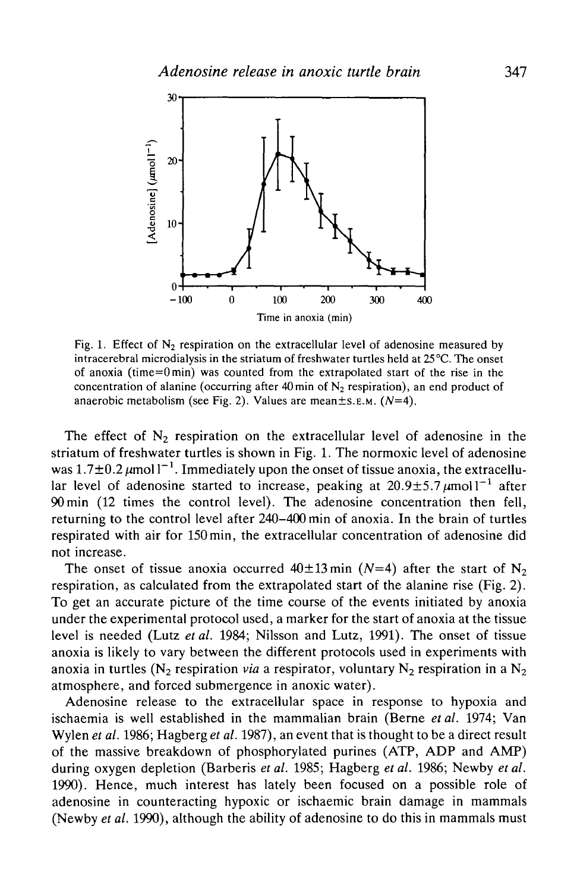Fig. 1. Effect of $N_2$ respiration on the extracellular level of adenosine measured by intracerebral microdialysis in the striatum of freshwater turtles held at 25 °C. The onset of anoxia (time=0 min) was counted from the extrapolated start of the rise in the concentration of alanine (occurring after 40 min of $N_2$ respiration), an end product of anaerobic metabolism (see Fig. 2). Values are mean±S.E.M. ($N$=4).

The effect of $N_2$ respiration on the extracellular level of adenosine in the striatum of freshwater turtles is shown in Fig. 1. The normoxic level of adenosine was 1.7±0.2 $\mu$mol $l^{-1}$. Immediately upon the onset of tissue anoxia, the extracellular level of adenosine started to increase, peaking at 20.9±5.7 $\mu$mol $l^{-1}$ after 90 min (12 times the control level). The adenosine concentration then fell, returning to the control level after 240–400 min of anoxia. In the brain of turtles respirated with air for 150 min, the extracellular concentration of adenosine did not increase.

The onset of tissue anoxia occurred 40±13 min ($N$=4) after the start of $N_2$ respiration, as calculated from the extrapolated start of the alanine rise (Fig. 2). To get an accurate picture of the time course of the events initiated by anoxia under the experimental protocol used, a marker for the start of anoxia at the tissue level is needed (Lutz *et al.* 1984; Nilsson and Lutz, 1991). The onset of tissue anoxia is likely to vary between the different protocols used in experiments with anoxia in turtles ($N_2$ respiration *via* a respirator, voluntary $N_2$ respiration in a $N_2$ atmosphere, and forced submergence in anoxic water).

Adenosine release to the extracellular space in response to hypoxia and ischaemia is well established in the mammalian brain (Berne *et al.* 1974; Van Wylen *et al.* 1986; Hagberg *et al.* 1987), an event that is thought to be a direct result of the massive breakdown of phosphorylated purines (ATP, ADP and AMP) during oxygen depletion (Barberis *et al.* 1985; Hagberg *et al.* 1986; Newby *et al.* 1990). Hence, much interest has lately been focused on a possible role of adenosine in counteracting hypoxic or ischaemic brain damage in mammals (Newby *et al.* 1990), although the ability of adenosine to do this in mammals must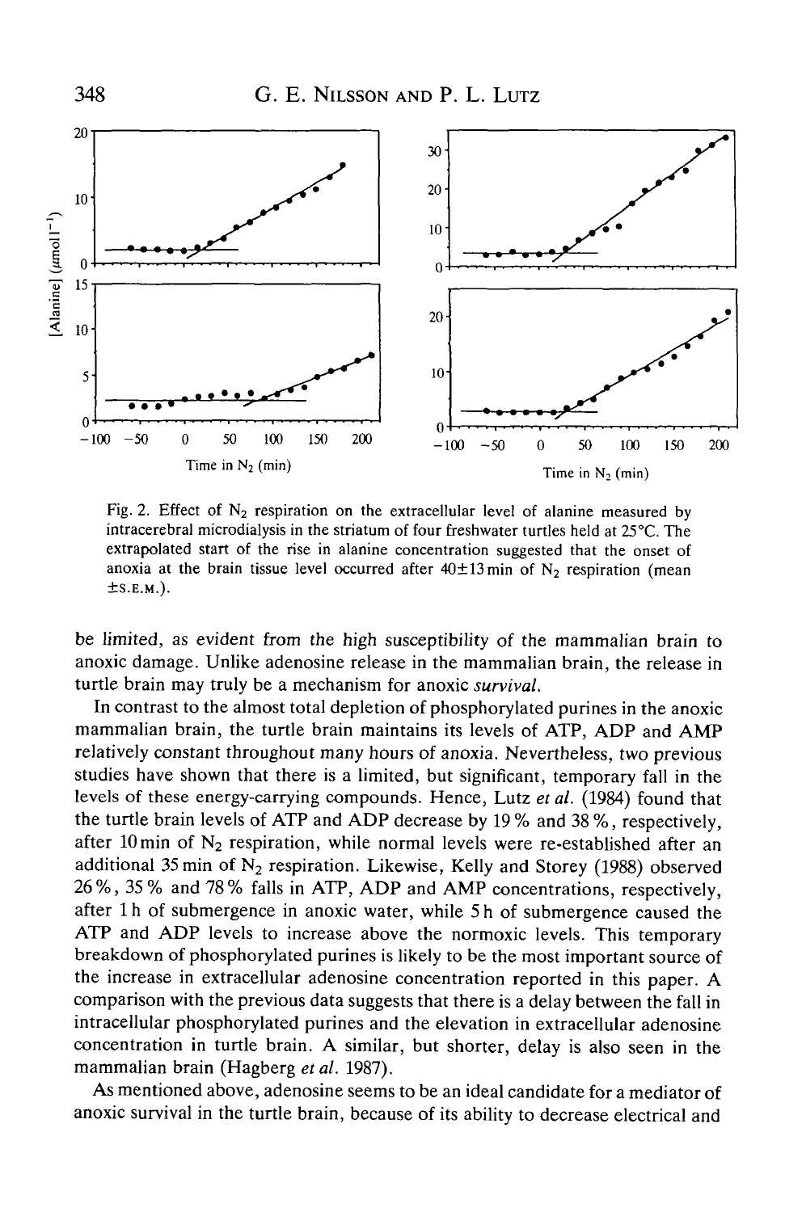Fig. 2. Effect of $N_2$ respiration on the extracellular level of alanine measured by intracerebral microdialysis in the striatum of four freshwater turtles held at 25°C. The extrapolated start of the rise in alanine concentration suggested that the onset of anoxia at the brain tissue level occurred after 40±13 min of $N_2$ respiration (mean ±S.E.M.).

be limited, as evident from the high susceptibility of the mammalian brain to anoxic damage. Unlike adenosine release in the mammalian brain, the release in turtle brain may truly be a mechanism for anoxic *survival*.

In contrast to the almost total depletion of phosphorylated purines in the anoxic mammalian brain, the turtle brain maintains its levels of ATP, ADP and AMP relatively constant throughout many hours of anoxia. Nevertheless, two previous studies have shown that there is a limited, but significant, temporary fall in the levels of these energy-carrying compounds. Hence, Lutz *et al.* (1984) found that the turtle brain levels of ATP and ADP decrease by 19% and 38%, respectively, after 10 min of $N_2$ respiration, while normal levels were re-established after an additional 35 min of $N_2$ respiration. Likewise, Kelly and Storey (1988) observed 26%, 35% and 78% falls in ATP, ADP and AMP concentrations, respectively, after 1 h of submergence in anoxic water, while 5 h of submergence caused the ATP and ADP levels to increase above the normoxic levels. This temporary breakdown of phosphorylated purines is likely to be the most important source of the increase in extracellular adenosine concentration reported in this paper. A comparison with the previous data suggests that there is a delay between the fall in intracellular phosphorylated purines and the elevation in extracellular adenosine concentration in turtle brain. A similar, but shorter, delay is also seen in the mammalian brain (Hagberg *et al.* 1987).

As mentioned above, adenosine seems to be an ideal candidate for a mediator of anoxic survival in the turtle brain, because of its ability to decrease electrical and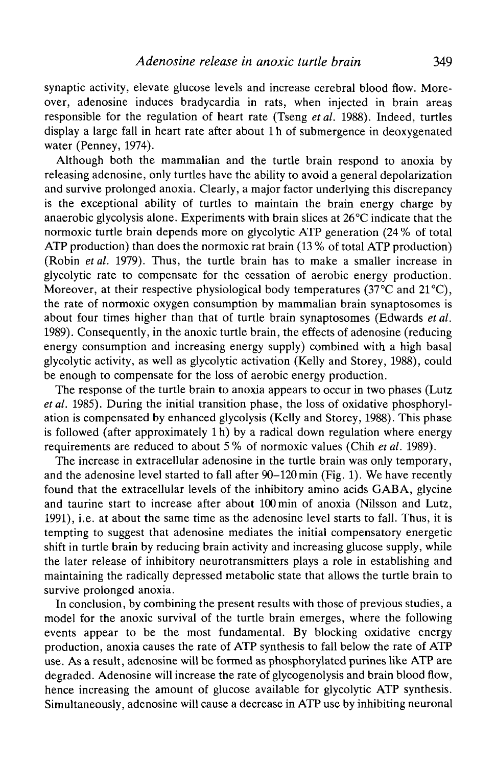synaptic activity, elevate glucose levels and increase cerebral blood flow. Moreover, adenosine induces bradycardia in rats, when injected in brain areas responsible for the regulation of heart rate (Tseng *et al.* 1988). Indeed, turtles display a large fall in heart rate after about 1 h of submergence in deoxygenated water (Penney, 1974).

Although both the mammalian and the turtle brain respond to anoxia by releasing adenosine, only turtles have the ability to avoid a general depolarization and survive prolonged anoxia. Clearly, a major factor underlying this discrepancy is the exceptional ability of turtles to maintain the brain energy charge by anaerobic glycolysis alone. Experiments with brain slices at 26°C indicate that the normoxic turtle brain depends more on glycolytic ATP generation (24 % of total ATP production) than does the normoxic rat brain (13 % of total ATP production) (Robin *et al.* 1979). Thus, the turtle brain has to make a smaller increase in glycolytic rate to compensate for the cessation of aerobic energy production. Moreover, at their respective physiological body temperatures (37°C and 21°C), the rate of normoxic oxygen consumption by mammalian brain synaptosomes is about four times higher than that of turtle brain synaptosomes (Edwards *et al.* 1989). Consequently, in the anoxic turtle brain, the effects of adenosine (reducing energy consumption and increasing energy supply) combined with a high basal glycolytic activity, as well as glycolytic activation (Kelly and Storey, 1988), could be enough to compensate for the loss of aerobic energy production.

The response of the turtle brain to anoxia appears to occur in two phases (Lutz *et al.* 1985). During the initial transition phase, the loss of oxidative phosphorylation is compensated by enhanced glycolysis (Kelly and Storey, 1988). This phase is followed (after approximately 1 h) by a radical down regulation where energy requirements are reduced to about 5 % of normoxic values (Chih *et al.* 1989).

The increase in extracellular adenosine in the turtle brain was only temporary, and the adenosine level started to fall after 90–120 min (Fig. 1). We have recently found that the extracellular levels of the inhibitory amino acids GABA, glycine and taurine start to increase after about 100 min of anoxia (Nilsson and Lutz, 1991), i.e. at about the same time as the adenosine level starts to fall. Thus, it is tempting to suggest that adenosine mediates the initial compensatory energetic shift in turtle brain by reducing brain activity and increasing glucose supply, while the later release of inhibitory neurotransmitters plays a role in establishing and maintaining the radically depressed metabolic state that allows the turtle brain to survive prolonged anoxia.

In conclusion, by combining the present results with those of previous studies, a model for the anoxic survival of the turtle brain emerges, where the following events appear to be the most fundamental. By blocking oxidative energy production, anoxia causes the rate of ATP synthesis to fall below the rate of ATP use. As a result, adenosine will be formed as phosphorylated purines like ATP are degraded. Adenosine will increase the rate of glycogenolysis and brain blood flow, hence increasing the amount of glucose available for glycolytic ATP synthesis. Simultaneously, adenosine will cause a decrease in ATP use by inhibiting neuronal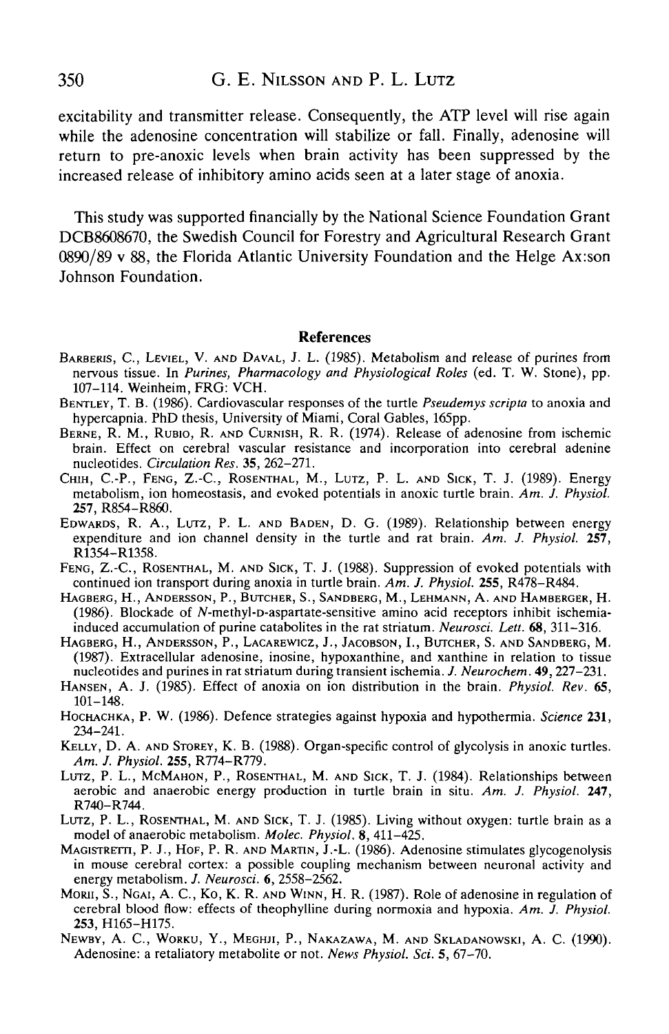excitability and transmitter release. Consequently, the ATP level will rise again while the adenosine concentration will stabilize or fall. Finally, adenosine will return to pre-anoxic levels when brain activity has been suppressed by the increased release of inhibitory amino acids seen at a later stage of anoxia.

This study was supported financially by the National Science Foundation Grant DCB8608670, the Swedish Council for Forestry and Agricultural Research Grant 0890/89 v 88, the Florida Atlantic University Foundation and the Helge Ax:son Johnson Foundation.

## References

Barberis, C., Leviel, V. and Daval, J. L. (1985). Metabolism and release of purines from nervous tissue. In *Purines, Pharmacology and Physiological Roles* (ed. T. W. Stone), pp. 107–114. Weinheim, FRG: VCH.

Bentley, T. B. (1986). Cardiovascular responses of the turtle *Pseudemys scripta* to anoxia and hypercapnia. PhD thesis, University of Miami, Coral Gables, 165pp.

Berne, R. M., Rubio, R. and Curnish, R. R. (1974). Release of adenosine from ischemic brain. Effect on cerebral vascular resistance and incorporation into cerebral adenine nucleotides. *Circulation Res.* **35**, 262–271.

Chih, C.-P., Feng, Z.-C., Rosenthal, M., Lutz, P. L. and Sick, T. J. (1989). Energy metabolism, ion homeostasis, and evoked potentials in anoxic turtle brain. *Am. J. Physiol.* **257**, R854–R860.

Edwards, R. A., Lutz, P. L. and Baden, D. G. (1989). Relationship between energy expenditure and ion channel density in the turtle and rat brain. *Am. J. Physiol.* **257**, R1354–R1358.

Feng, Z.-C., Rosenthal, M. and Sick, T. J. (1988). Suppression of evoked potentials with continued ion transport during anoxia in turtle brain. *Am. J. Physiol.* **255**, R478–R484.

Hagberg, H., Andersson, P., Butcher, S., Sandberg, M., Lehmann, A. and Hamberger, H. (1986). Blockade of *N*-methyl-D-aspartate-sensitive amino acid receptors inhibit ischemia-induced accumulation of purine catabolites in the rat striatum. *Neurosci. Lett.* **68**, 311–316.

Hagberg, H., Andersson, P., Lacarewicz, J., Jacobson, I., Butcher, S. and Sandberg, M. (1987). Extracellular adenosine, inosine, hypoxanthine, and xanthine in relation to tissue nucleotides and purines in rat striatum during transient ischemia. *J. Neurochem.* **49**, 227–231.

Hansen, A. J. (1985). Effect of anoxia on ion distribution in the brain. *Physiol. Rev.* **65**, 101–148.

Hochachka, P. W. (1986). Defence strategies against hypoxia and hypothermia. *Science* **231**, 234–241.

Kelly, D. A. and Storey, K. B. (1988). Organ-specific control of glycolysis in anoxic turtles. *Am. J. Physiol.* **255**, R774–R779.

Lutz, P. L., McMahon, P., Rosenthal, M. and Sick, T. J. (1984). Relationships between aerobic and anaerobic energy production in turtle brain in situ. *Am. J. Physiol.* **247**, R740–R744.

Lutz, P. L., Rosenthal, M. and Sick, T. J. (1985). Living without oxygen: turtle brain as a model of anaerobic metabolism. *Molec. Physiol.* **8**, 411–425.

Magistretti, P. J., Hof, P. R. and Martin, J.-L. (1986). Adenosine stimulates glycogenolysis in mouse cerebral cortex: a possible coupling mechanism between neuronal activity and energy metabolism. *J. Neurosci.* **6**, 2558–2562.

Morii, S., Ngai, A. C., Ko, K. R. and Winn, H. R. (1987). Role of adenosine in regulation of cerebral blood flow: effects of theophylline during normoxia and hypoxia. *Am. J. Physiol.* **253**, H165–H175.

Newby, A. C., Worku, Y., Meghji, P., Nakazawa, M. and Skladanowski, A. C. (1990). Adenosine: a retaliatory metabolite or not. *News Physiol. Sci.* **5**, 67–70.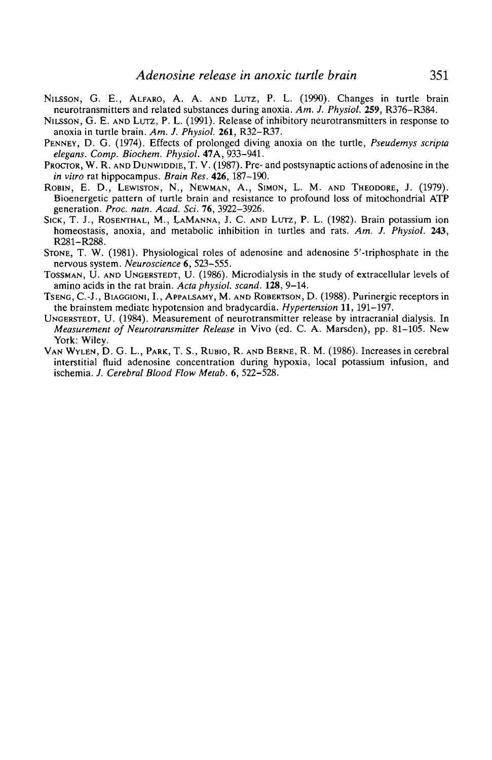NILSSON, G. E., ALFARO, A. A. AND LUTZ, P. L. (1990). Changes in turtle brain neurotransmitters and related substances during anoxia. *Am. J. Physiol.* **259**, R376–R384.

NILSSON, G. E. AND LUTZ, P. L. (1991). Release of inhibitory neurotransmitters in response to anoxia in turtle brain. *Am. J. Physiol.* **261**, R32–R37.

PENNEY, D. G. (1974). Effects of prolonged diving anoxia on the turtle, *Pseudemys scripta elegans*. *Comp. Biochem. Physiol.* **47**A, 933–941.

PROCTOR, W. R. AND DUNWIDDIE, T. V. (1987). Pre- and postsynaptic actions of adenosine in the *in vitro* rat hippocampus. *Brain Res.* **426**, 187–190.

ROBIN, E. D., LEWISTON, N., NEWMAN, A., SIMON, L. M. AND THEODORE, J. (1979). Bioenergetic pattern of turtle brain and resistance to profound loss of mitochondrial ATP generation. *Proc. natn. Acad. Sci.* **76**, 3922–3926.

SICK, T. J., ROSENTHAL, M., LAMANNA, J. C. AND LUTZ, P. L. (1982). Brain potassium ion homeostasis, anoxia, and metabolic inhibition in turtles and rats. *Am. J. Physiol.* **243**, R281–R288.

STONE, T. W. (1981). Physiological roles of adenosine and adenosine 5′-triphosphate in the nervous system. *Neuroscience* **6**, 523–555.

TOSSMAN, U. AND UNGERSTEDT, U. (1986). Microdialysis in the study of extracellular levels of amino acids in the rat brain. *Acta physiol. scand.* **128**, 9–14.

TSENG, C.-J., BIAGGIONI, I., APPALSAMY, M. AND ROBERTSON, D. (1988). Purinergic receptors in the brainstem mediate hypotension and bradycardia. *Hypertension* **11**, 191–197.

UNGERSTEDT, U. (1984). Measurement of neurotransmitter release by intracranial dialysis. In *Measurement of Neurotransmitter Release* in Vivo (ed. C. A. Marsden), pp. 81–105. New York: Wiley.

VAN WYLEN, D. G. L., PARK, T. S., RUBIO, R. AND BERNE, R. M. (1986). Increases in cerebral interstitial fluid adenosine concentration during hypoxia, local potassium infusion, and ischemia. *J. Cerebral Blood Flow Metab.* **6**, 522–528.